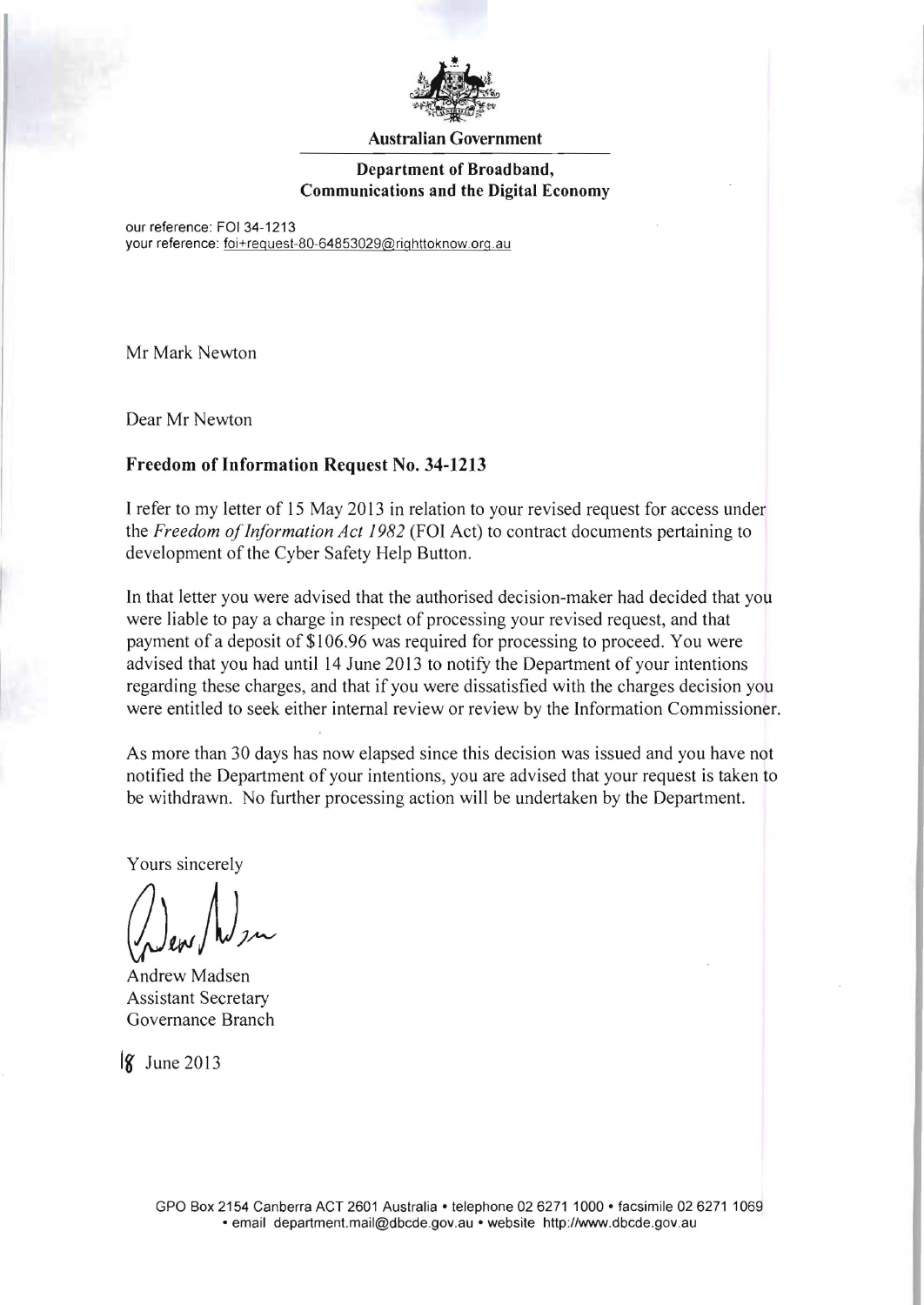**Australian Government**

**Department of Broadband, Communications and the Digital Economy**

our reference: FOI 34-1213
your reference: foi+request-80-64853029@righttoknow.org.au

Mr Mark Newton

Dear Mr Newton

**Freedom of Information Request No. 34-1213**

I refer to my letter of 15 May 2013 in relation to your revised request for access under the *Freedom of Information Act 1982* (FOI Act) to contract documents pertaining to development of the Cyber Safety Help Button.

In that letter you were advised that the authorised decision-maker had decided that you were liable to pay a charge in respect of processing your revised request, and that payment of a deposit of $106.96 was required for processing to proceed. You were advised that you had until 14 June 2013 to notify the Department of your intentions regarding these charges, and that if you were dissatisfied with the charges decision you were entitled to seek either internal review or review by the Information Commissioner.

As more than 30 days has now elapsed since this decision was issued and you have not notified the Department of your intentions, you are advised that your request is taken to be withdrawn. No further processing action will be undertaken by the Department.

Yours sincerely

Andrew Madsen
Assistant Secretary
Governance Branch

18 June 2013

GPO Box 2154 Canberra ACT 2601 Australia • telephone 02 6271 1000 • facsimile 02 6271 1069 • email department.mail@dbcde.gov.au • website http://www.dbcde.gov.au